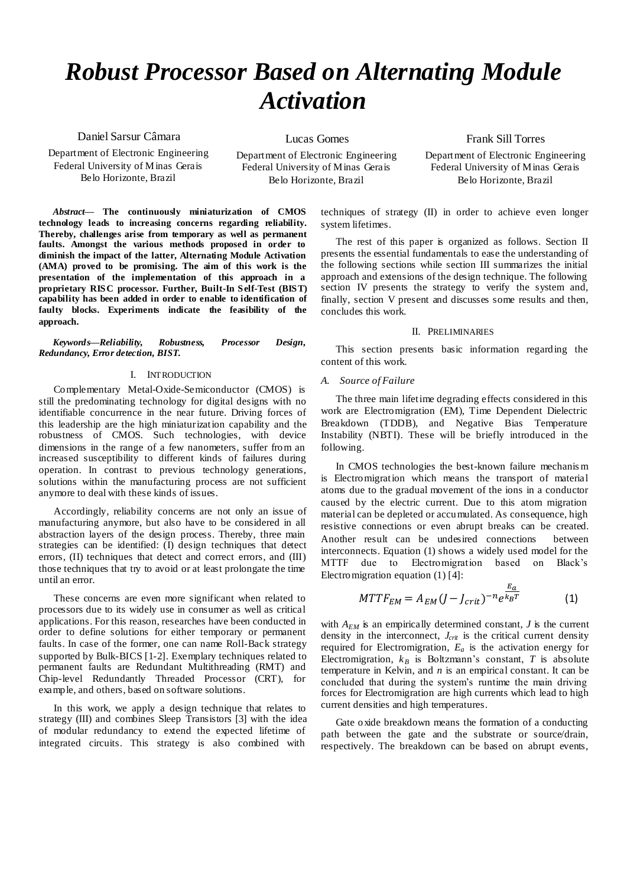# Robust Processor Based on Alternating Module Activation

Daniel Sarsur Câmara
Department of Electronic Engineering
Federal University of Minas Gerais
Belo Horizonte, Brazil

Lucas Gomes
Department of Electronic Engineering
Federal University of Minas Gerais
Belo Horizonte, Brazil

Frank Sill Torres
Department of Electronic Engineering
Federal University of Minas Gerais
Belo Horizonte, Brazil

***Abstract*— The continuously miniaturization of CMOS technology leads to increasing concerns regarding reliability. Thereby, challenges arise from temporary as well as permanent faults. Amongst the various methods proposed in order to diminish the impact of the latter, Alternating Module Activation (AMA) proved to be promising. The aim of this work is the presentation of the implementation of this approach in a proprietary RISC processor. Further, Built-In Self-Test (BIST) capability has been added in order to enable to identification of faulty blocks. Experiments indicate the feasibility of the approach.**

***Keywords—Reliability, Robustness, Processor Design, Redundancy, Error detection, BIST.***

## I. Introduction

Complementary Metal-Oxide-Semiconductor (CMOS) is still the predominating technology for digital designs with no identifiable concurrence in the near future. Driving forces of this leadership are the high miniaturization capability and the robustness of CMOS. Such technologies, with device dimensions in the range of a few nanometers, suffer from an increased susceptibility to different kinds of failures during operation. In contrast to previous technology generations, solutions within the manufacturing process are not sufficient anymore to deal with these kinds of issues.

Accordingly, reliability concerns are not only an issue of manufacturing anymore, but also have to be considered in all abstraction layers of the design process. Thereby, three main strategies can be identified: (I) design techniques that detect errors, (II) techniques that detect and correct errors, and (III) those techniques that try to avoid or at least prolongate the time until an error.

These concerns are even more significant when related to processors due to its widely use in consumer as well as critical applications. For this reason, researches have been conducted in order to define solutions for either temporary or permanent faults. In case of the former, one can name Roll-Back strategy supported by Bulk-BICS [1-2]. Exemplary techniques related to permanent faults are Redundant Multithreading (RMT) and Chip-level Redundantly Threaded Processor (CRT), for example, and others, based on software solutions.

In this work, we apply a design technique that relates to strategy (III) and combines Sleep Transistors [3] with the idea of modular redundancy to extend the expected lifetime of integrated circuits. This strategy is also combined with techniques of strategy (II) in order to achieve even longer system lifetimes.

The rest of this paper is organized as follows. Section II presents the essential fundamentals to ease the understanding of the following sections while section III summarizes the initial approach and extensions of the design technique. The following section IV presents the strategy to verify the system and, finally, section V present and discusses some results and then, concludes this work.

## II. Preliminaries

This section presents basic information regarding the content of this work.

### *A. Source of Failure*

The three main lifetime degrading effects considered in this work are Electromigration (EM), Time Dependent Dielectric Breakdown (TDDB), and Negative Bias Temperature Instability (NBTI). These will be briefly introduced in the following.

In CMOS technologies the best-known failure mechanism is Electromigration which means the transport of material atoms due to the gradual movement of the ions in a conductor caused by the electric current. Due to this atom migration material can be depleted or accumulated. As consequence, high resistive connections or even abrupt breaks can be created. Another result can be undesired connections between interconnects. Equation (1) shows a widely used model for the MTTF due to Electromigration based on Black's Electromigration equation (1) [4]:

$$MTTF_{EM} = A_{EM}(J - J_{crit})^{-n} e^{\frac{E_a}{k_B T}} \qquad (1)$$

with $A_{EM}$ is an empirically determined constant, $J$ is the current density in the interconnect, $J_{crit}$ is the critical current density required for Electromigration, $E_a$ is the activation energy for Electromigration, $k_B$ is Boltzmann's constant, $T$ is absolute temperature in Kelvin, and $n$ is an empirical constant. It can be concluded that during the system's runtime the main driving forces for Electromigration are high currents which lead to high current densities and high temperatures.

Gate oxide breakdown means the formation of a conducting path between the gate and the substrate or source/drain, respectively. The breakdown can be based on abrupt events,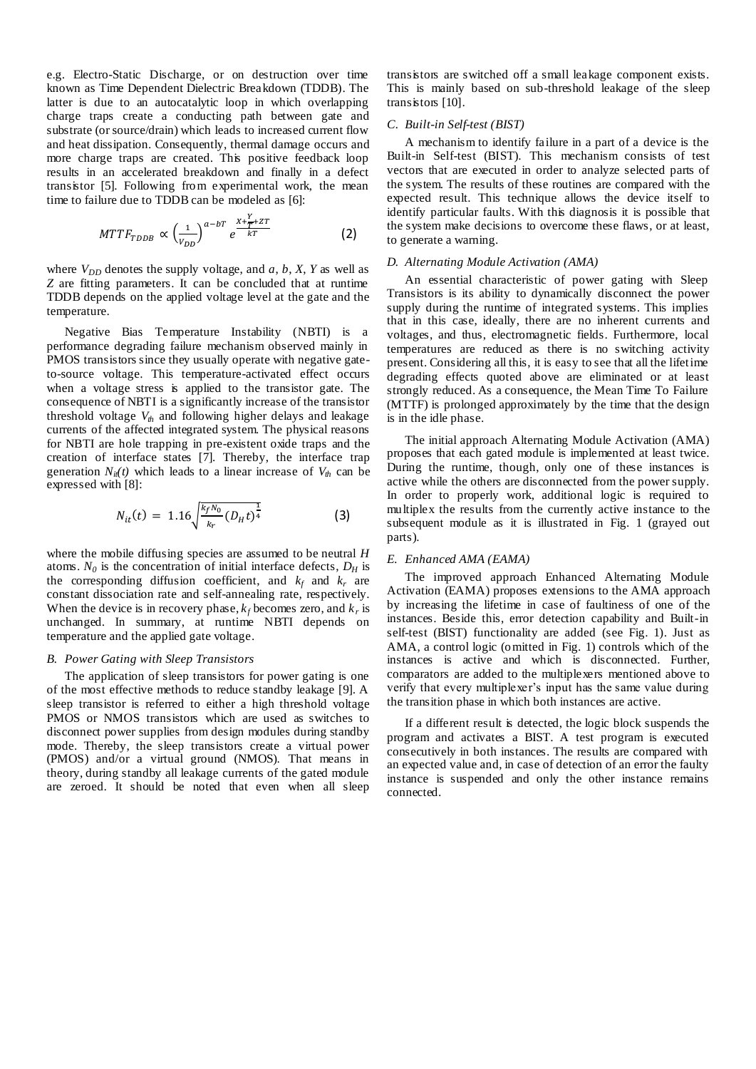e.g. Electro-Static Discharge, or on destruction over time known as Time Dependent Dielectric Breakdown (TDDB). The latter is due to an autocatalytic loop in which overlapping charge traps create a conducting path between gate and substrate (or source/drain) which leads to increased current flow and heat dissipation. Consequently, thermal damage occurs and more charge traps are created. This positive feedback loop results in an accelerated breakdown and finally in a defect transistor [5]. Following from experimental work, the mean time to failure due to TDDB can be modeled as [6]:

$$MTTF_{TDDB} \propto \left(\frac{1}{V_{DD}}\right)^{a-bT} e^{\frac{X+\frac{Y}{T}+ZT}{kT}} \tag{2}$$

where $V_{DD}$ denotes the supply voltage, and $a$, $b$, $X$, $Y$ as well as $Z$ are fitting parameters. It can be concluded that at runtime TDDB depends on the applied voltage level at the gate and the temperature.

Negative Bias Temperature Instability (NBTI) is a performance degrading failure mechanism observed mainly in PMOS transistors since they usually operate with negative gate-to-source voltage. This temperature-activated effect occurs when a voltage stress is applied to the transistor gate. The consequence of NBTI is a significantly increase of the transistor threshold voltage $V_{th}$ and following higher delays and leakage currents of the affected integrated system. The physical reasons for NBTI are hole trapping in pre-existent oxide traps and the creation of interface states [7]. Thereby, the interface trap generation $N_{it}(t)$ which leads to a linear increase of $V_{th}$ can be expressed with [8]:

$$N_{it}(t) = 1.16\sqrt{\frac{k_f N_0}{k_r}}(D_H t)^{\frac{1}{4}} \tag{3}$$

where the mobile diffusing species are assumed to be neutral $H$ atoms. $N_0$ is the concentration of initial interface defects, $D_H$ is the corresponding diffusion coefficient, and $k_f$ and $k_r$ are constant dissociation rate and self-annealing rate, respectively. When the device is in recovery phase, $k_f$ becomes zero, and $k_r$ is unchanged. In summary, at runtime NBTI depends on temperature and the applied gate voltage.

### B. Power Gating with Sleep Transistors

The application of sleep transistors for power gating is one of the most effective methods to reduce standby leakage [9]. A sleep transistor is referred to either a high threshold voltage PMOS or NMOS transistors which are used as switches to disconnect power supplies from design modules during standby mode. Thereby, the sleep transistors create a virtual power (PMOS) and/or a virtual ground (NMOS). That means in theory, during standby all leakage currents of the gated module are zeroed. It should be noted that even when all sleep transistors are switched off a small leakage component exists. This is mainly based on sub-threshold leakage of the sleep transistors [10].

### C. Built-in Self-test (BIST)

A mechanism to identify failure in a part of a device is the Built-in Self-test (BIST). This mechanism consists of test vectors that are executed in order to analyze selected parts of the system. The results of these routines are compared with the expected result. This technique allows the device itself to identify particular faults. With this diagnosis it is possible that the system make decisions to overcome these flaws, or at least, to generate a warning.

### D. Alternating Module Activation (AMA)

An essential characteristic of power gating with Sleep Transistors is its ability to dynamically disconnect the power supply during the runtime of integrated systems. This implies that in this case, ideally, there are no inherent currents and voltages, and thus, electromagnetic fields. Furthermore, local temperatures are reduced as there is no switching activity present. Considering all this, it is easy to see that all the lifetime degrading effects quoted above are eliminated or at least strongly reduced. As a consequence, the Mean Time To Failure (MTTF) is prolonged approximately by the time that the design is in the idle phase.

The initial approach Alternating Module Activation (AMA) proposes that each gated module is implemented at least twice. During the runtime, though, only one of these instances is active while the others are disconnected from the power supply. In order to properly work, additional logic is required to multiplex the results from the currently active instance to the subsequent module as it is illustrated in Fig. 1 (grayed out parts).

### E. Enhanced AMA (EAMA)

The improved approach Enhanced Alternating Module Activation (EAMA) proposes extensions to the AMA approach by increasing the lifetime in case of faultiness of one of the instances. Beside this, error detection capability and Built-in self-test (BIST) functionality are added (see Fig. 1). Just as AMA, a control logic (omitted in Fig. 1) controls which of the instances is active and which is disconnected. Further, comparators are added to the multiplexers mentioned above to verify that every multiplexer's input has the same value during the transition phase in which both instances are active.

If a different result is detected, the logic block suspends the program and activates a BIST. A test program is executed consecutively in both instances. The results are compared with an expected value and, in case of detection of an error the faulty instance is suspended and only the other instance remains connected.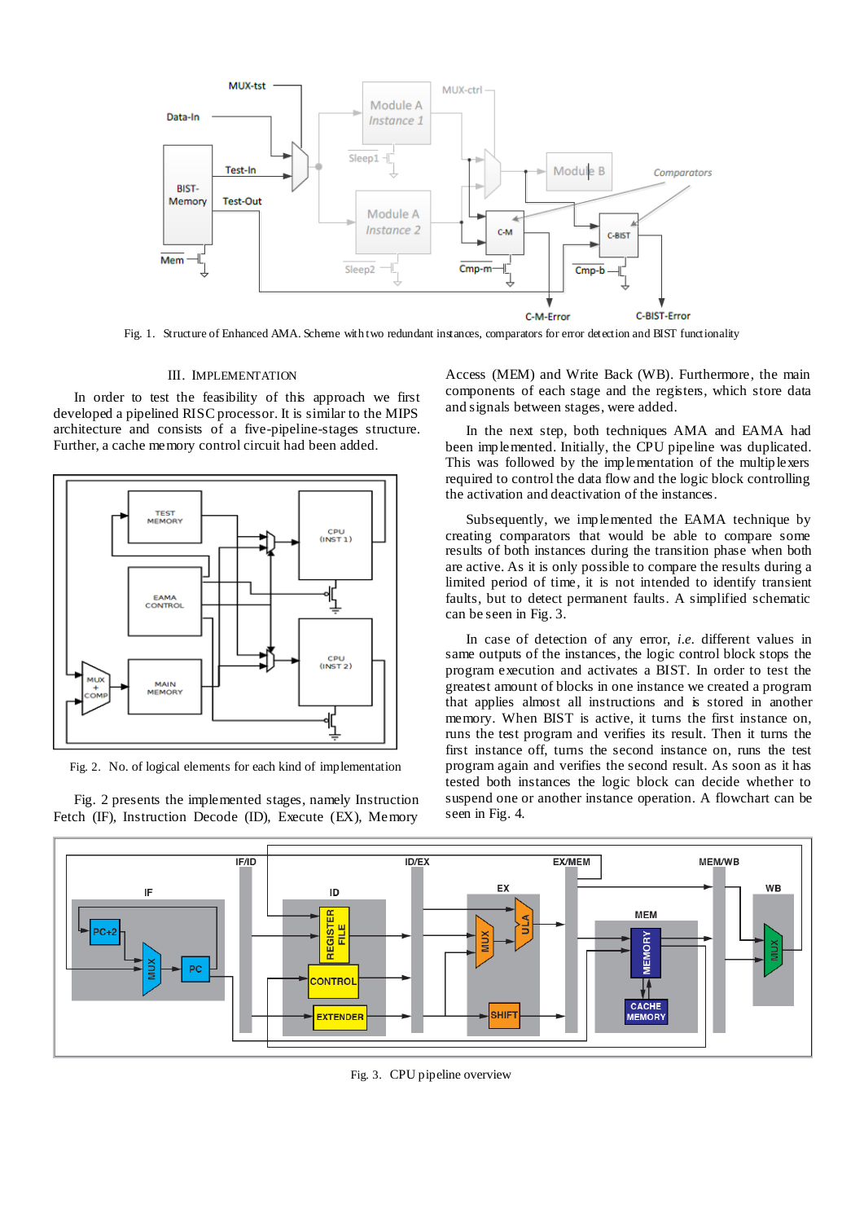Fig. 1. Structure of Enhanced AMA. Scheme with two redundant instances, comparators for error detection and BIST functionality

## III. IMPLEMENTATION

In order to test the feasibility of this approach we first developed a pipelined RISC processor. It is similar to the MIPS architecture and consists of a five-pipeline-stages structure. Further, a cache memory control circuit had been added.

Fig. 2. No. of logical elements for each kind of implementation

Fig. 2 presents the implemented stages, namely Instruction Fetch (IF), Instruction Decode (ID), Execute (EX), Memory Access (MEM) and Write Back (WB). Furthermore, the main components of each stage and the registers, which store data and signals between stages, were added.

In the next step, both techniques AMA and EAMA had been implemented. Initially, the CPU pipeline was duplicated. This was followed by the implementation of the multiplexers required to control the data flow and the logic block controlling the activation and deactivation of the instances.

Subsequently, we implemented the EAMA technique by creating comparators that would be able to compare some results of both instances during the transition phase when both are active. As it is only possible to compare the results during a limited period of time, it is not intended to identify transient faults, but to detect permanent faults. A simplified schematic can be seen in Fig. 3.

In case of detection of any error, *i.e.* different values in same outputs of the instances, the logic control block stops the program execution and activates a BIST. In order to test the greatest amount of blocks in one instance we created a program that applies almost all instructions and is stored in another memory. When BIST is active, it turns the first instance on, runs the test program and verifies its result. Then it turns the first instance off, turns the second instance on, runs the test program again and verifies the second result. As soon as it has tested both instances the logic block can decide whether to suspend one or another instance operation. A flowchart can be seen in Fig. 4.

Fig. 3. CPU pipeline overview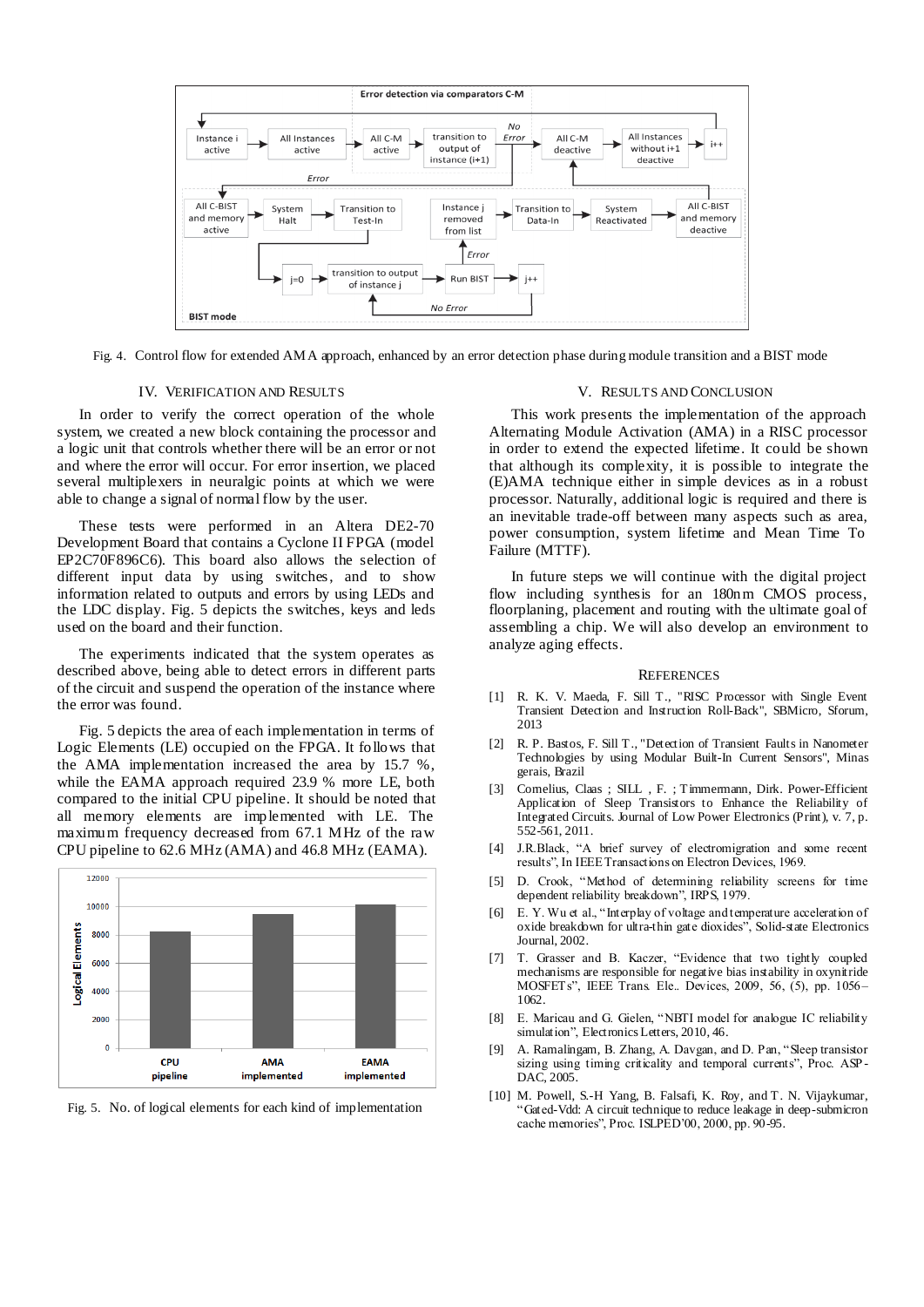Error detection via comparators C-M

Instance i active

All Instances active

All C-M active

transition to output of instance (i+1)

No Error

All C-M deactive

All Instances without i+1 deactive

i++

Error

All C-BIST and memory active

System Halt

Transition to Test-In

Instance j removed from list

Transition to Data-In

System Reactivated

All C-BIST and memory deactive

Error

j=0

transition to output of instance j

Run BIST

j++

No Error

BIST mode

Fig. 4. Control flow for extended AMA approach, enhanced by an error detection phase during module transition and a BIST mode

## IV. Verification and Results

In order to verify the correct operation of the whole system, we created a new block containing the processor and a logic unit that controls whether there will be an error or not and where the error will occur. For error insertion, we placed several multiplexers in neuralgic points at which we were able to change a signal of normal flow by the user.

These tests were performed in an Altera DE2-70 Development Board that contains a Cyclone II FPGA (model EP2C70F896C6). This board also allows the selection of different input data by using switches, and to show information related to outputs and errors by using LEDs and the LDC display. Fig. 5 depicts the switches, keys and leds used on the board and their function.

The experiments indicated that the system operates as described above, being able to detect errors in different parts of the circuit and suspend the operation of the instance where the error was found.

Fig. 5 depicts the area of each implementation in terms of Logic Elements (LE) occupied on the FPGA. It follows that the AMA implementation increased the area by 15.7 %, while the EAMA approach required 23.9 % more LE, both compared to the initial CPU pipeline. It should be noted that all memory elements are implemented with LE. The maximum frequency decreased from 67.1 MHz of the raw CPU pipeline to 62.6 MHz (AMA) and 46.8 MHz (EAMA).

12000
10000
8000
6000
4000
2000
0

Logical Elements

CPU pipeline

AMA implemented

EAMA implemented

Fig. 5. No. of logical elements for each kind of implementation

## V. Results and Conclusion

This work presents the implementation of the approach Alternating Module Activation (AMA) in a RISC processor in order to extend the expected lifetime. It could be shown that although its complexity, it is possible to integrate the (E)AMA technique either in simple devices as in a robust processor. Naturally, additional logic is required and there is an inevitable trade-off between many aspects such as area, power consumption, system lifetime and Mean Time To Failure (MTTF).

In future steps we will continue with the digital project flow including synthesis for an 180nm CMOS process, floorplaning, placement and routing with the ultimate goal of assembling a chip. We will also develop an environment to analyze aging effects.

## References

[1] R. K. V. Maeda, F. Sill T., "RISC Processor with Single Event Transient Detection and Instruction Roll-Back", SBMicro, Sforum, 2013

[2] R. P. Bastos, F. Sill T., "Detection of Transient Faults in Nanometer Technologies by using Modular Built-In Current Sensors", Minas gerais, Brazil

[3] Cornelius, Claas ; SILL , F. ; Timmermann, Dirk. Power-Efficient Application of Sleep Transistors to Enhance the Reliability of Integrated Circuits. Journal of Low Power Electronics (Print), v. 7, p. 552-561, 2011.

[4] J.R.Black, "A brief survey of electromigration and some recent results", In IEEE Transactions on Electron Devices, 1969.

[5] D. Crook, "Method of determining reliability screens for time dependent reliability breakdown", IRPS, 1979.

[6] E. Y. Wu et al., "Interplay of voltage and temperature acceleration of oxide breakdown for ultra-thin gate dioxides", Solid-state Electronics Journal, 2002.

[7] T. Grasser and B. Kaczer, "Evidence that two tightly coupled mechanisms are responsible for negative bias instability in oxynitride MOSFETs", IEEE Trans. Ele.. Devices, 2009, 56, (5), pp. 1056–1062.

[8] E. Maricau and G. Gielen, "NBTI model for analogue IC reliability simulation", Electronics Letters, 2010, 46.

[9] A. Ramalingam, B. Zhang, A. Davgan, and D. Pan, "Sleep transistor sizing using timing criticality and temporal currents", Proc. ASP-DAC, 2005.

[10] M. Powell, S.-H Yang, B. Falsafi, K. Roy, and T. N. Vijaykumar, "Gated-Vdd: A circuit technique to reduce leakage in deep-submicron cache memories", Proc. ISLPED'00, 2000, pp. 90-95.